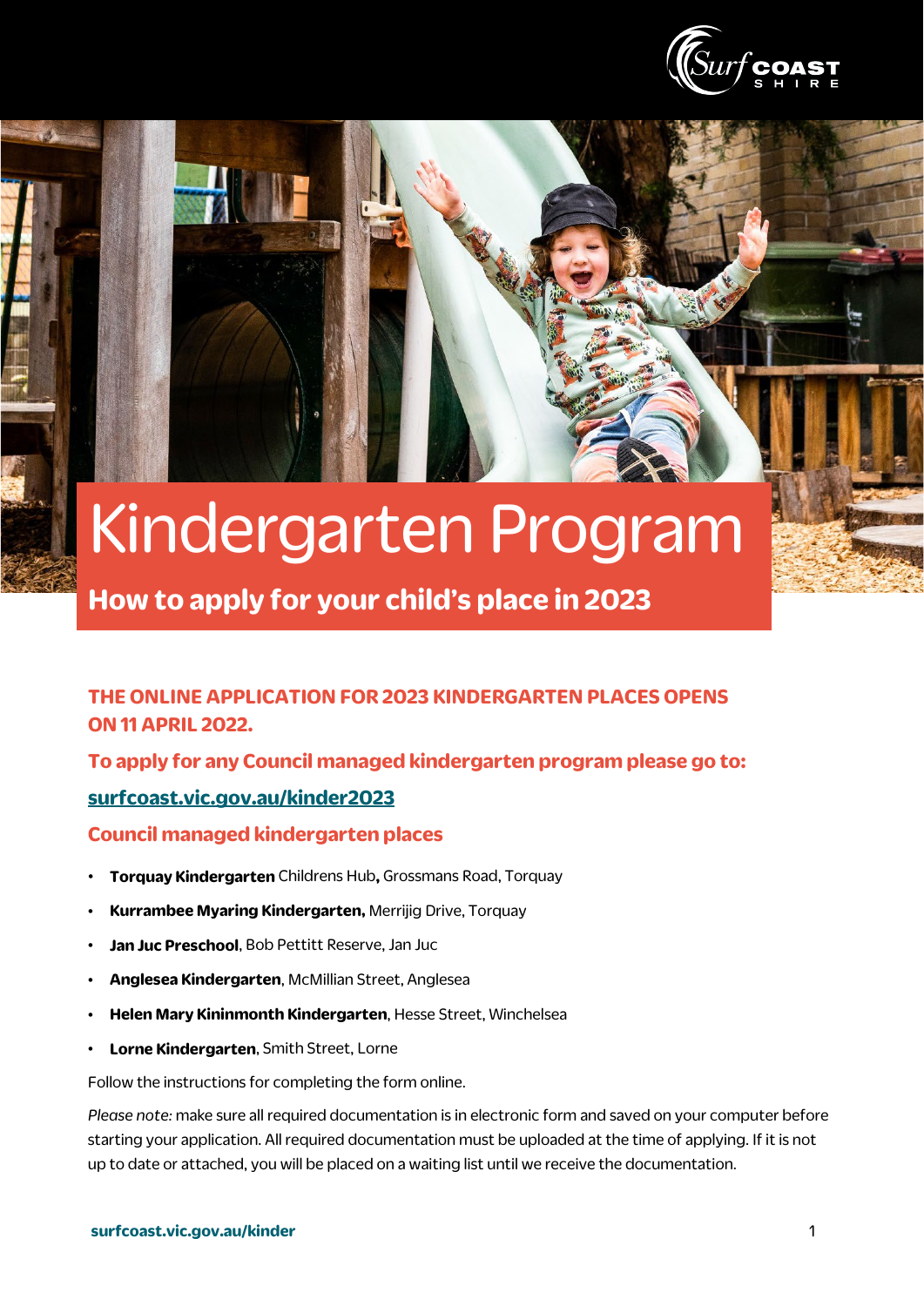# Kindergarten Program

## How to apply for your child's place in 2023

**THE ONLINE APPLICATION FOR 2023 KINDERGARTEN PLACES OPENS ON 11 APRIL 2022.**

**To apply for any Council managed kindergarten program please go to:**

**surfcoast.vic.gov.au/kinder2023**

### Council managed kindergarten places

- **Torquay Kindergarten** Childrens Hub**,** Grossmans Road, Torquay
- **Kurrambee Myaring Kindergarten,** Merrijig Drive, Torquay
- **Jan Juc Preschool**, Bob Pettitt Reserve, Jan Juc
- **Anglesea Kindergarten**, McMillian Street, Anglesea
- **Helen Mary Kininmonth Kindergarten**, Hesse Street, Winchelsea
- **Lorne Kindergarten**, Smith Street, Lorne

Follow the instructions for completing the form online.

*Please note:* make sure all required documentation is in electronic form and saved on your computer before starting your application. All required documentation must be uploaded at the time of applying. If it is not up to date or attached, you will be placed on a waiting list until we receive the documentation.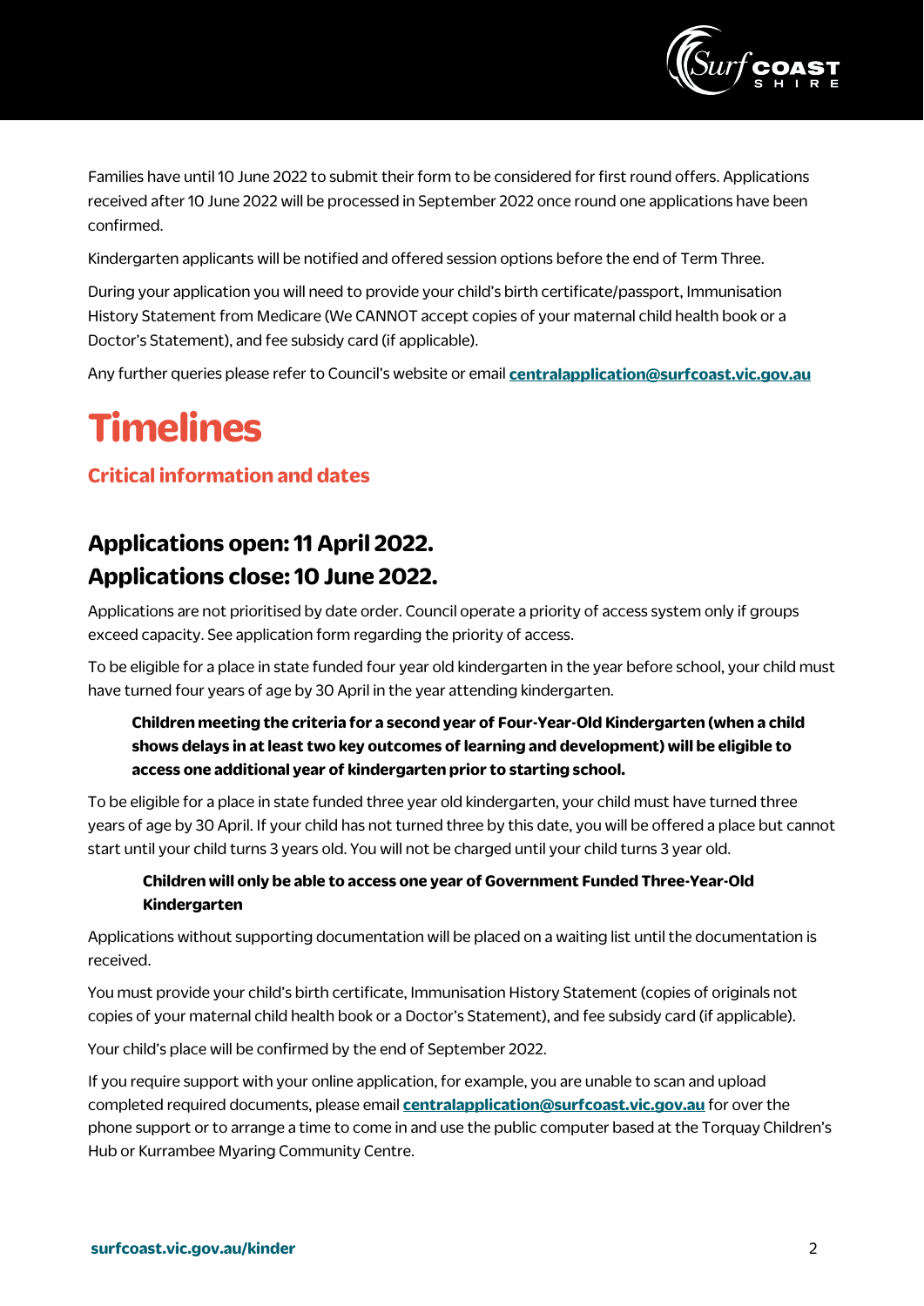Families have until 10 June 2022 to submit their form to be considered for first round offers. Applications received after 10 June 2022 will be processed in September 2022 once round one applications have been confirmed.

Kindergarten applicants will be notified and offered session options before the end of Term Three.

During your application you will need to provide your child's birth certificate/passport, Immunisation History Statement from Medicare (We CANNOT accept copies of your maternal child health book or a Doctor's Statement), and fee subsidy card (if applicable).

Any further queries please refer to Council's website or email **centralapplication@surfcoast.vic.gov.au**

# Timelines

## Critical information and dates

### Applications open: 11 April 2022.
### Applications close: 10 June 2022.

Applications are not prioritised by date order. Council operate a priority of access system only if groups exceed capacity. See application form regarding the priority of access.

To be eligible for a place in state funded four year old kindergarten in the year before school, your child must have turned four years of age by 30 April in the year attending kindergarten.

> **Children meeting the criteria for a second year of Four-Year-Old Kindergarten (when a child shows delays in at least two key outcomes of learning and development) will be eligible to access one additional year of kindergarten prior to starting school.**

To be eligible for a place in state funded three year old kindergarten, your child must have turned three years of age by 30 April. If your child has not turned three by this date, you will be offered a place but cannot start until your child turns 3 years old. You will not be charged until your child turns 3 year old.

> **Children will only be able to access one year of Government Funded Three-Year-Old Kindergarten**

Applications without supporting documentation will be placed on a waiting list until the documentation is received.

You must provide your child's birth certificate, Immunisation History Statement (copies of originals not copies of your maternal child health book or a Doctor's Statement), and fee subsidy card (if applicable).

Your child's place will be confirmed by the end of September 2022.

If you require support with your online application, for example, you are unable to scan and upload completed required documents, please email **centralapplication@surfcoast.vic.gov.au** for over the phone support or to arrange a time to come in and use the public computer based at the Torquay Children's Hub or Kurrambee Myaring Community Centre.